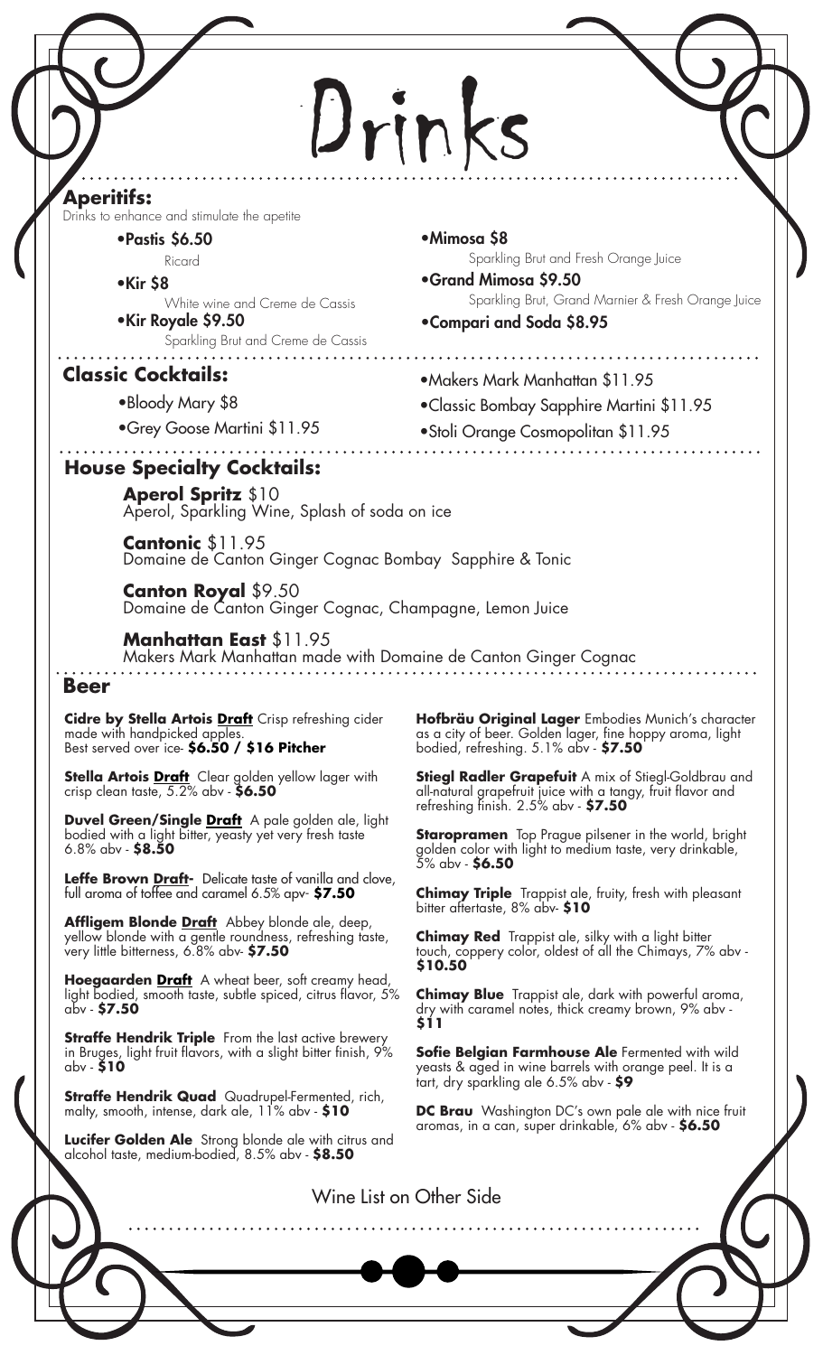# Drinks

## Aperitifs:

Drinks to enhance and stimulate the apetite

- **Pastis $6.50**
  Ricard
- **Kir $8**
  White wine and Creme de Cassis
- **Kir Royale $9.50**
  Sparkling Brut and Creme de Cassis
- **Mimosa $8**
  Sparkling Brut and Fresh Orange Juice
- **Grand Mimosa $9.50**
  Sparkling Brut, Grand Marnier & Fresh Orange Juice
- **Compari and Soda $8.95**

## Classic Cocktails:

- Bloody Mary $8
- Grey Goose Martini $11.95
- Makers Mark Manhattan $11.95
- Classic Bombay Sapphire Martini $11.95
- Stoli Orange Cosmopolitan $11.95

## House Specialty Cocktails:

**Aperol Spritz** $10
Aperol, Sparkling Wine, Splash of soda on ice

**Cantonic** $11.95
Domaine de Canton Ginger Cognac Bombay Sapphire & Tonic

**Canton Royal** $9.50
Domaine de Canton Ginger Cognac, Champagne, Lemon Juice

**Manhattan East** $11.95
Makers Mark Manhattan made with Domaine de Canton Ginger Cognac

## Beer

**Cidre by Stella Artois Draft** Crisp refreshing cider made with handpicked apples. Best served over ice- **$6.50 / $16 Pitcher**

**Stella Artois Draft** Clear golden yellow lager with crisp clean taste, 5.2% abv - **$6.50**

**Duvel Green/Single Draft** A pale golden ale, light bodied with a light bitter, yeasty yet very fresh taste 6.8% abv - **$8.50**

**Leffe Brown Draft-** Delicate taste of vanilla and clove, full aroma of toffee and caramel 6.5% apv- **$7.50**

**Affligem Blonde Draft** Abbey blonde ale, deep, yellow blonde with a gentle roundness, refreshing taste, very little bitterness, 6.8% abv- **$7.50**

**Hoegaarden Draft** A wheat beer, soft creamy head, light bodied, smooth taste, subtle spiced, citrus flavor, 5% abv - **$7.50**

**Straffe Hendrik Triple** From the last active brewery in Bruges, light fruit flavors, with a slight bitter finish, 9% abv - **$10**

**Straffe Hendrik Quad** Quadrupel-Fermented, rich, malty, smooth, intense, dark ale, 11% abv - **$10**

**Lucifer Golden Ale** Strong blonde ale with citrus and alcohol taste, medium-bodied, 8.5% abv - **$8.50**

**Hofbräu Original Lager** Embodies Munich's character as a city of beer. Golden lager, fine hoppy aroma, light bodied, refreshing. 5.1% abv - **$7.50**

**Stiegl Radler Grapefuit** A mix of Stiegl-Goldbrau and all-natural grapefruit juice with a tangy, fruit flavor and refreshing finish. 2.5% abv - **$7.50**

**Staropramen** Top Prague pilsener in the world, bright golden color with light to medium taste, very drinkable, 5% abv - **$6.50**

**Chimay Triple** Trappist ale, fruity, fresh with pleasant bitter aftertaste, 8% abv- **$10**

**Chimay Red** Trappist ale, silky with a light bitter touch, coppery color, oldest of all the Chimays, 7% abv - **$10.50**

**Chimay Blue** Trappist ale, dark with powerful aroma, dry with caramel notes, thick creamy brown, 9% abv - **$11**

**Sofie Belgian Farmhouse Ale** Fermented with wild yeasts & aged in wine barrels with orange peel. It is a tart, dry sparkling ale 6.5% abv - **$9**

**DC Brau** Washington DC's own pale ale with nice fruit aromas, in a can, super drinkable, 6% abv - **$6.50**

Wine List on Other Side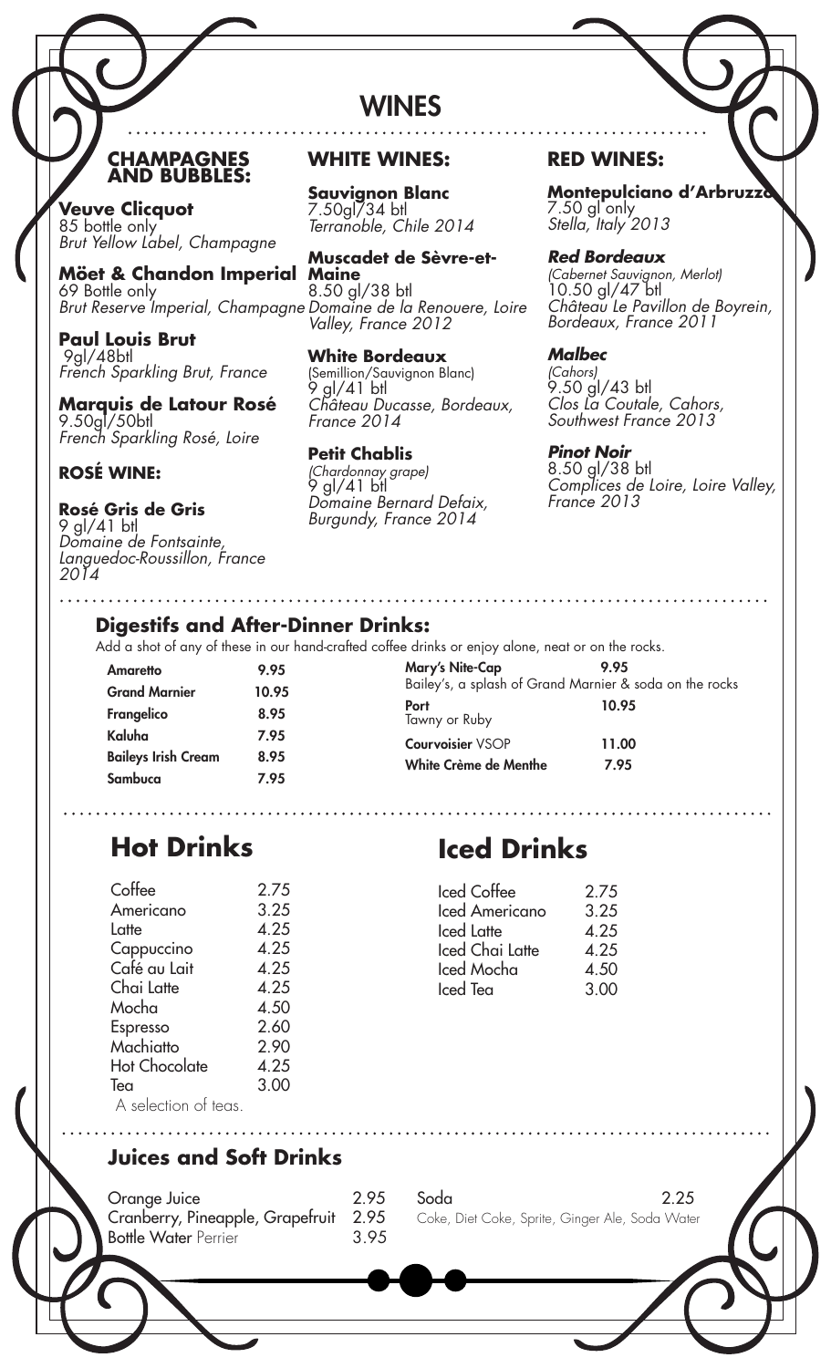# WINES

## CHAMPAGNES AND BUBBLES:

**Veuve Clicquot**
85 bottle only
*Brut Yellow Label, Champagne*

**Möet & Chandon Imperial**
69 Bottle only
*Brut Reserve Imperial, Champagne*

**Paul Louis Brut**
9gl/48btl
*French Sparkling Brut, France*

**Marquis de Latour Rosé**
9.50gl/50btl
*French Sparkling Rosé, Loire*

## ROSÉ WINE:

**Rosé Gris de Gris**
9 gl/41 btl
*Domaine de Fontsainte, Languedoc-Roussillon, France 2014*

## WHITE WINES:

**Sauvignon Blanc**
7.50gl/34 btl
*Terranoble, Chile 2014*

**Muscadet de Sèvre-et-Maine**
8.50 gl/38 btl
*Domaine de la Renouere, Loire Valley, France 2012*

**White Bordeaux**
(Semillion/Sauvignon Blanc)
9 gl/41 btl
*Château Ducasse, Bordeaux, France 2014*

**Petit Chablis**
*(Chardonnay grape)*
9 gl/41 btl
*Domaine Bernard Defaix, Burgundy, France 2014*

## RED WINES:

**Montepulciano d'Arbruzzo**
7.50 gl only
*Stella, Italy 2013*

***Red Bordeaux***
*(Cabernet Sauvignon, Merlot)*
10.50 gl/47 btl
*Château Le Pavillon de Boyrein, Bordeaux, France 2011*

***Malbec***
*(Cahors)*
9.50 gl/43 btl
*Clos La Coutale, Cahors, Southwest France 2013*

***Pinot Noir***
8.50 gl/38 btl
*Complices de Loire, Loire Valley, France 2013*

## Digestifs and After-Dinner Drinks:

Add a shot of any of these in our hand-crafted coffee drinks or enjoy alone, neat or on the rocks.

| | |
|---|---|
| **Amaretto** | **9.95** |
| **Grand Marnier** | **10.95** |
| **Frangelico** | **8.95** |
| **Kaluha** | **7.95** |
| **Baileys Irish Cream** | **8.95** |
| **Sambuca** | **7.95** |
| **Mary's Nite-Cap** Bailey's, a splash of Grand Marnier & soda on the rocks | **9.95** |
| **Port** Tawny or Ruby | **10.95** |
| **Courvoisier** VSOP | **11.00** |
| **White Crème de Menthe** | **7.95** |

## Hot Drinks

| | |
|---|---|
| Coffee | 2.75 |
| Americano | 3.25 |
| Latte | 4.25 |
| Cappuccino | 4.25 |
| Café au Lait | 4.25 |
| Chai Latte | 4.25 |
| Mocha | 4.50 |
| Espresso | 2.60 |
| Machiatto | 2.90 |
| Hot Chocolate | 4.25 |
| Tea | 3.00 |

A selection of teas.

## Iced Drinks

| | |
|---|---|
| Iced Coffee | 2.75 |
| Iced Americano | 3.25 |
| Iced Latte | 4.25 |
| Iced Chai Latte | 4.25 |
| Iced Mocha | 4.50 |
| Iced Tea | 3.00 |

## Juices and Soft Drinks

| | |
|---|---|
| Orange Juice | 2.95 |
| Cranberry, Pineapple, Grapefruit | 2.95 |
| Bottle Water Perrier | 3.95 |
| Soda Coke, Diet Coke, Sprite, Ginger Ale, Soda Water | 2.25 |